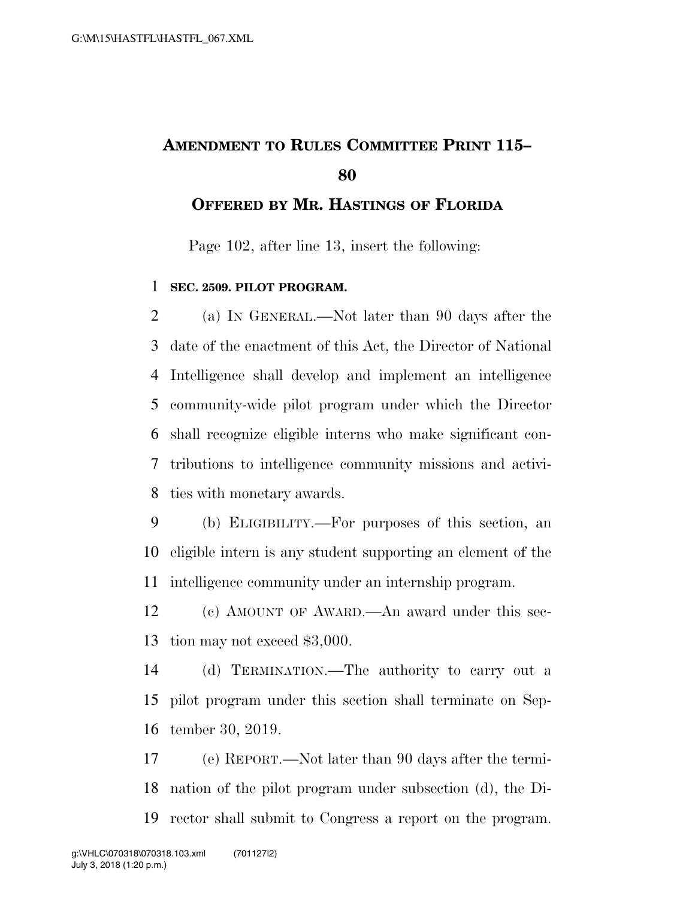# AMENDMENT TO RULES COMMITTEE PRINT 115–80

## OFFERED BY MR. HASTINGS OF FLORIDA

Page 102, after line 13, insert the following:

**SEC. 2509. PILOT PROGRAM.**

(a) IN GENERAL.—Not later than 90 days after the date of the enactment of this Act, the Director of National Intelligence shall develop and implement an intelligence community-wide pilot program under which the Director shall recognize eligible interns who make significant contributions to intelligence community missions and activities with monetary awards.

(b) ELIGIBILITY.—For purposes of this section, an eligible intern is any student supporting an element of the intelligence community under an internship program.

(c) AMOUNT OF AWARD.—An award under this section may not exceed $3,000.

(d) TERMINATION.—The authority to carry out a pilot program under this section shall terminate on September 30, 2019.

(e) REPORT.—Not later than 90 days after the termination of the pilot program under subsection (d), the Director shall submit to Congress a report on the program.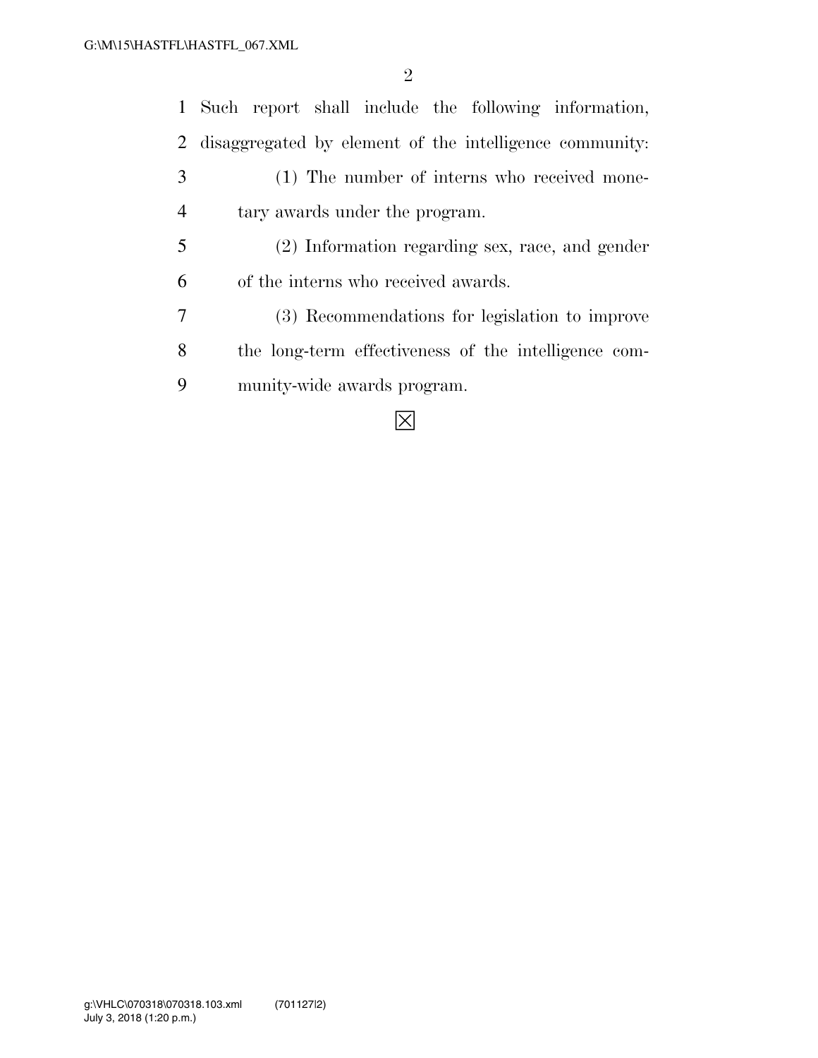Such report shall include the following information, disaggregated by element of the intelligence community:

(1) The number of interns who received monetary awards under the program.

(2) Information regarding sex, race, and gender of the interns who received awards.

(3) Recommendations for legislation to improve the long-term effectiveness of the intelligence community-wide awards program.